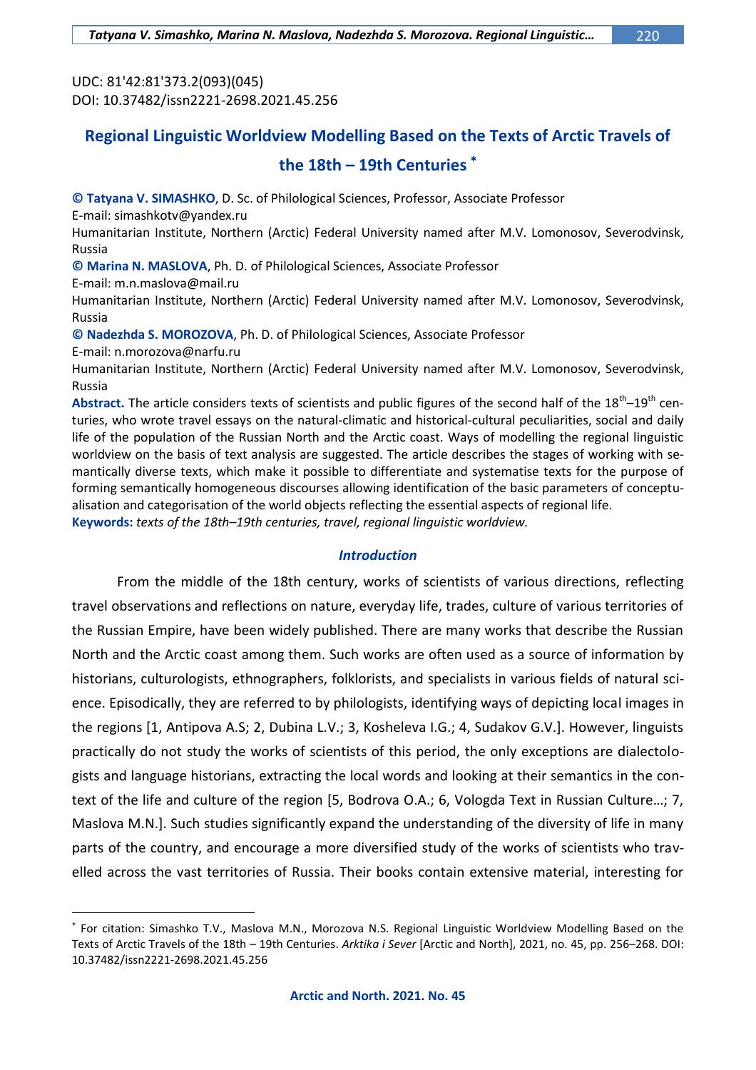UDC: 81'42:81'373.2(093)(045)
DOI: 10.37482/issn2221-2698.2021.45.256

# Regional Linguistic Worldview Modelling Based on the Texts of Arctic Travels of the 18th – 19th Centuries *

**© Tatyana V. SIMASHKO**, D. Sc. of Philological Sciences, Professor, Associate Professor
E-mail: simashkotv@yandex.ru
Humanitarian Institute, Northern (Arctic) Federal University named after M.V. Lomonosov, Severodvinsk, Russia

**© Marina N. MASLOVA**, Ph. D. of Philological Sciences, Associate Professor
E-mail: m.n.maslova@mail.ru
Humanitarian Institute, Northern (Arctic) Federal University named after M.V. Lomonosov, Severodvinsk, Russia

**© Nadezhda S. MOROZOVA**, Ph. D. of Philological Sciences, Associate Professor
E-mail: n.morozova@narfu.ru
Humanitarian Institute, Northern (Arctic) Federal University named after M.V. Lomonosov, Severodvinsk, Russia

**Abstract.** The article considers texts of scientists and public figures of the second half of the 18th–19th centuries, who wrote travel essays on the natural-climatic and historical-cultural peculiarities, social and daily life of the population of the Russian North and the Arctic coast. Ways of modelling the regional linguistic worldview on the basis of text analysis are suggested. The article describes the stages of working with semantically diverse texts, which make it possible to differentiate and systematise texts for the purpose of forming semantically homogeneous discourses allowing identification of the basic parameters of conceptualisation and categorisation of the world objects reflecting the essential aspects of regional life.

**Keywords:** *texts of the 18th–19th centuries, travel, regional linguistic worldview.*

## *Introduction*

From the middle of the 18th century, works of scientists of various directions, reflecting travel observations and reflections on nature, everyday life, trades, culture of various territories of the Russian Empire, have been widely published. There are many works that describe the Russian North and the Arctic coast among them. Such works are often used as a source of information by historians, culturologists, ethnographers, folklorists, and specialists in various fields of natural science. Episodically, they are referred to by philologists, identifying ways of depicting local images in the regions [1, Antipova A.S; 2, Dubina L.V.; 3, Kosheleva I.G.; 4, Sudakov G.V.]. However, linguists practically do not study the works of scientists of this period, the only exceptions are dialectologists and language historians, extracting the local words and looking at their semantics in the context of the life and culture of the region [5, Bodrova O.A.; 6, Vologda Text in Russian Culture…; 7, Maslova M.N.]. Such studies significantly expand the understanding of the diversity of life in many parts of the country, and encourage a more diversified study of the works of scientists who travelled across the vast territories of Russia. Their books contain extensive material, interesting for

---

* For citation: Simashko T.V., Maslova M.N., Morozova N.S. Regional Linguistic Worldview Modelling Based on the Texts of Arctic Travels of the 18th – 19th Centuries. *Arktika i Sever* [Arctic and North], 2021, no. 45, pp. 256–268. DOI: 10.37482/issn2221-2698.2021.45.256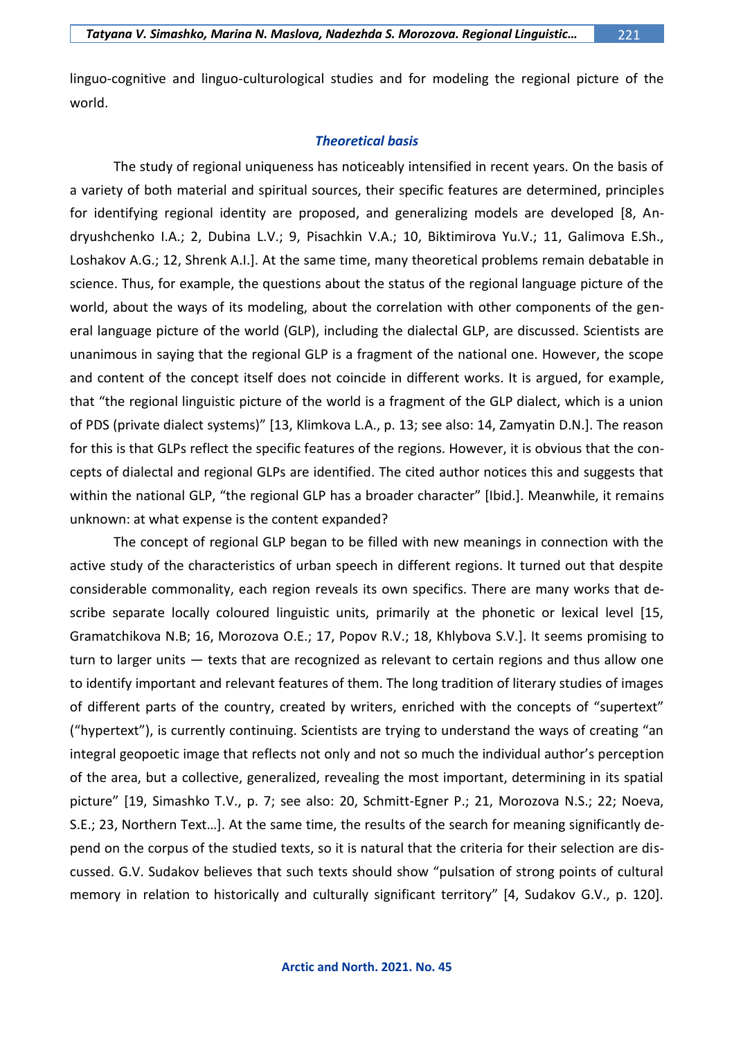linguo-cognitive and linguo-culturological studies and for modeling the regional picture of the world.

### *Theoretical basis*

The study of regional uniqueness has noticeably intensified in recent years. On the basis of a variety of both material and spiritual sources, their specific features are determined, principles for identifying regional identity are proposed, and generalizing models are developed [8, Andryushchenko I.A.; 2, Dubina L.V.; 9, Pisachkin V.A.; 10, Biktimirova Yu.V.; 11, Galimova E.Sh., Loshakov A.G.; 12, Shrenk A.I.]. At the same time, many theoretical problems remain debatable in science. Thus, for example, the questions about the status of the regional language picture of the world, about the ways of its modeling, about the correlation with other components of the general language picture of the world (GLP), including the dialectal GLP, are discussed. Scientists are unanimous in saying that the regional GLP is a fragment of the national one. However, the scope and content of the concept itself does not coincide in different works. It is argued, for example, that "the regional linguistic picture of the world is a fragment of the GLP dialect, which is a union of PDS (private dialect systems)" [13, Klimkova L.A., p. 13; see also: 14, Zamyatin D.N.]. The reason for this is that GLPs reflect the specific features of the regions. However, it is obvious that the concepts of dialectal and regional GLPs are identified. The cited author notices this and suggests that within the national GLP, "the regional GLP has a broader character" [Ibid.]. Meanwhile, it remains unknown: at what expense is the content expanded?

The concept of regional GLP began to be filled with new meanings in connection with the active study of the characteristics of urban speech in different regions. It turned out that despite considerable commonality, each region reveals its own specifics. There are many works that describe separate locally coloured linguistic units, primarily at the phonetic or lexical level [15, Gramatchikova N.B; 16, Morozova O.E.; 17, Popov R.V.; 18, Khlybova S.V.]. It seems promising to turn to larger units — texts that are recognized as relevant to certain regions and thus allow one to identify important and relevant features of them. The long tradition of literary studies of images of different parts of the country, created by writers, enriched with the concepts of "supertext" ("hypertext"), is currently continuing. Scientists are trying to understand the ways of creating "an integral geopoetic image that reflects not only and not so much the individual author's perception of the area, but a collective, generalized, revealing the most important, determining in its spatial picture" [19, Simashko T.V., p. 7; see also: 20, Schmitt-Egner P.; 21, Morozova N.S.; 22; Noeva, S.E.; 23, Northern Text…]. At the same time, the results of the search for meaning significantly depend on the corpus of the studied texts, so it is natural that the criteria for their selection are discussed. G.V. Sudakov believes that such texts should show "pulsation of strong points of cultural memory in relation to historically and culturally significant territory" [4, Sudakov G.V., p. 120].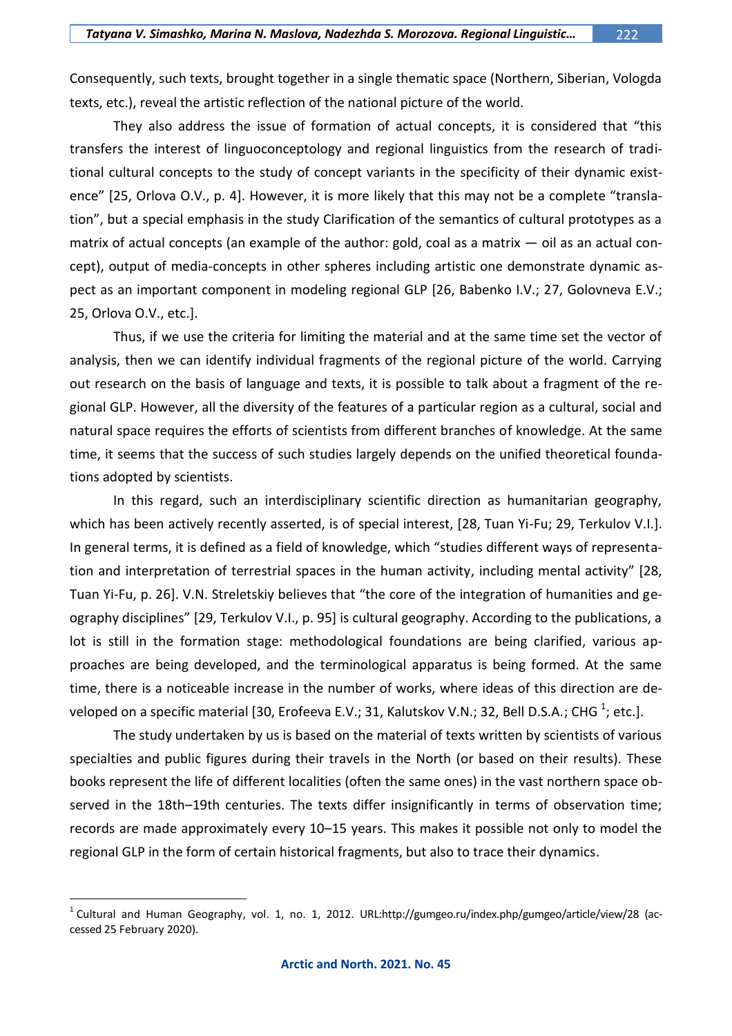Consequently, such texts, brought together in a single thematic space (Northern, Siberian, Vologda texts, etc.), reveal the artistic reflection of the national picture of the world.

They also address the issue of formation of actual concepts, it is considered that "this transfers the interest of linguoconceptology and regional linguistics from the research of traditional cultural concepts to the study of concept variants in the specificity of their dynamic existence" [25, Orlova O.V., p. 4]. However, it is more likely that this may not be a complete "translation", but a special emphasis in the study Clarification of the semantics of cultural prototypes as a matrix of actual concepts (an example of the author: gold, coal as a matrix — oil as an actual concept), output of media-concepts in other spheres including artistic one demonstrate dynamic aspect as an important component in modeling regional GLP [26, Babenko I.V.; 27, Golovneva E.V.; 25, Orlova O.V., etc.].

Thus, if we use the criteria for limiting the material and at the same time set the vector of analysis, then we can identify individual fragments of the regional picture of the world. Carrying out research on the basis of language and texts, it is possible to talk about a fragment of the regional GLP. However, all the diversity of the features of a particular region as a cultural, social and natural space requires the efforts of scientists from different branches of knowledge. At the same time, it seems that the success of such studies largely depends on the unified theoretical foundations adopted by scientists.

In this regard, such an interdisciplinary scientific direction as humanitarian geography, which has been actively recently asserted, is of special interest, [28, Tuan Yi-Fu; 29, Terkulov V.I.]. In general terms, it is defined as a field of knowledge, which "studies different ways of representation and interpretation of terrestrial spaces in the human activity, including mental activity" [28, Tuan Yi-Fu, p. 26]. V.N. Streletskiy believes that "the core of the integration of humanities and geography disciplines" [29, Terkulov V.I., p. 95] is cultural geography. According to the publications, a lot is still in the formation stage: methodological foundations are being clarified, various approaches are being developed, and the terminological apparatus is being formed. At the same time, there is a noticeable increase in the number of works, where ideas of this direction are developed on a specific material [30, Erofeeva E.V.; 31, Kalutskov V.N.; 32, Bell D.S.A.; CHG [1]; etc.].

The study undertaken by us is based on the material of texts written by scientists of various specialties and public figures during their travels in the North (or based on their results). These books represent the life of different localities (often the same ones) in the vast northern space observed in the 18th–19th centuries. The texts differ insignificantly in terms of observation time; records are made approximately every 10–15 years. This makes it possible not only to model the regional GLP in the form of certain historical fragments, but also to trace their dynamics.

---

[1] Cultural and Human Geography, vol. 1, no. 1, 2012. URL:http://gumgeo.ru/index.php/gumgeo/article/view/28 (accessed 25 February 2020).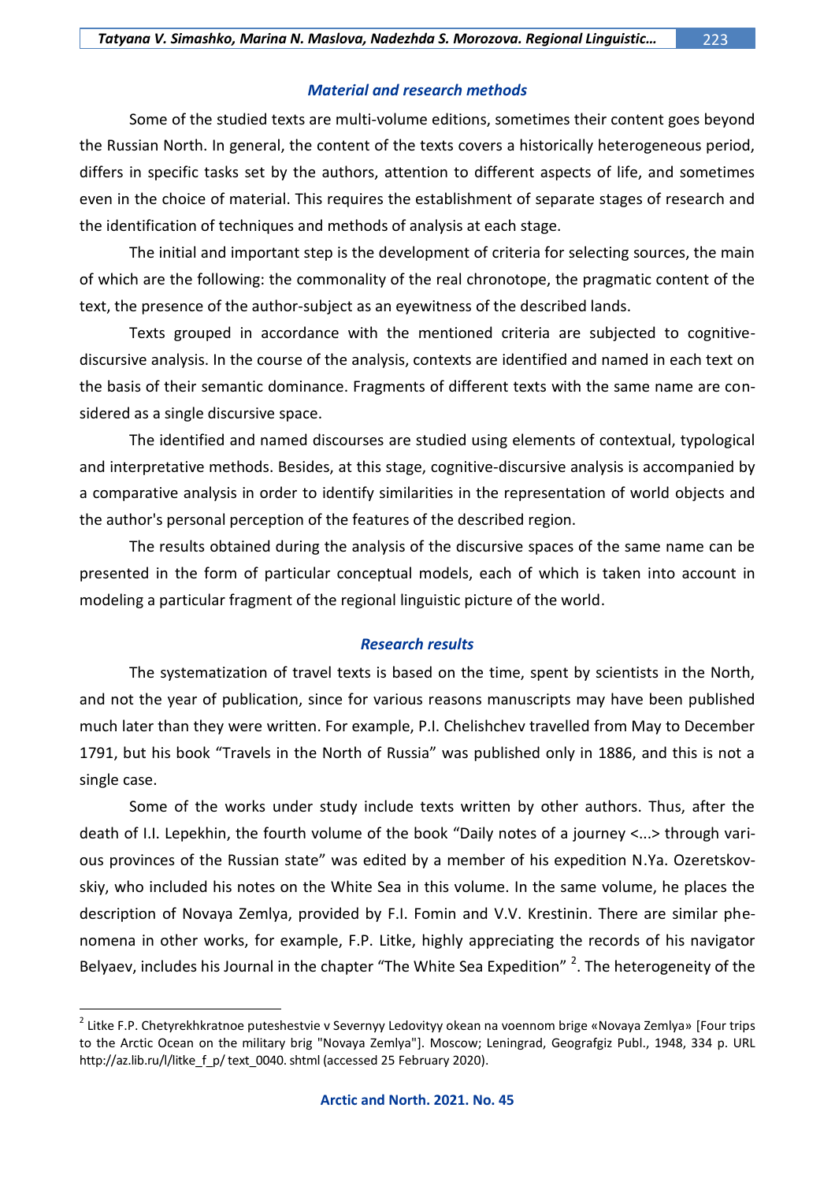## *Material and research methods*

Some of the studied texts are multi-volume editions, sometimes their content goes beyond the Russian North. In general, the content of the texts covers a historically heterogeneous period, differs in specific tasks set by the authors, attention to different aspects of life, and sometimes even in the choice of material. This requires the establishment of separate stages of research and the identification of techniques and methods of analysis at each stage.

The initial and important step is the development of criteria for selecting sources, the main of which are the following: the commonality of the real chronotope, the pragmatic content of the text, the presence of the author-subject as an eyewitness of the described lands.

Texts grouped in accordance with the mentioned criteria are subjected to cognitive-discursive analysis. In the course of the analysis, contexts are identified and named in each text on the basis of their semantic dominance. Fragments of different texts with the same name are considered as a single discursive space.

The identified and named discourses are studied using elements of contextual, typological and interpretative methods. Besides, at this stage, cognitive-discursive analysis is accompanied by a comparative analysis in order to identify similarities in the representation of world objects and the author's personal perception of the features of the described region.

The results obtained during the analysis of the discursive spaces of the same name can be presented in the form of particular conceptual models, each of which is taken into account in modeling a particular fragment of the regional linguistic picture of the world.

## *Research results*

The systematization of travel texts is based on the time, spent by scientists in the North, and not the year of publication, since for various reasons manuscripts may have been published much later than they were written. For example, P.I. Chelishchev travelled from May to December 1791, but his book "Travels in the North of Russia" was published only in 1886, and this is not a single case.

Some of the works under study include texts written by other authors. Thus, after the death of I.I. Lepekhin, the fourth volume of the book "Daily notes of a journey <...> through various provinces of the Russian state" was edited by a member of his expedition N.Ya. Ozeretskovskiy, who included his notes on the White Sea in this volume. In the same volume, he places the description of Novaya Zemlya, provided by F.I. Fomin and V.V. Krestinin. There are similar phenomena in other works, for example, F.P. Litke, highly appreciating the records of his navigator Belyaev, includes his Journal in the chapter "The White Sea Expedition" [2]. The heterogeneity of the

---

[2] Litke F.P. Chetyrekhkratnoe puteshestvie v Severnyy Ledovityy okean na voennom brige «Novaya Zemlya» [Four trips to the Arctic Ocean on the military brig "Novaya Zemlya"]. Moscow; Leningrad, Geografgiz Publ., 1948, 334 p. URL http://az.lib.ru/l/litke_f_p/ text_0040. shtml (accessed 25 February 2020).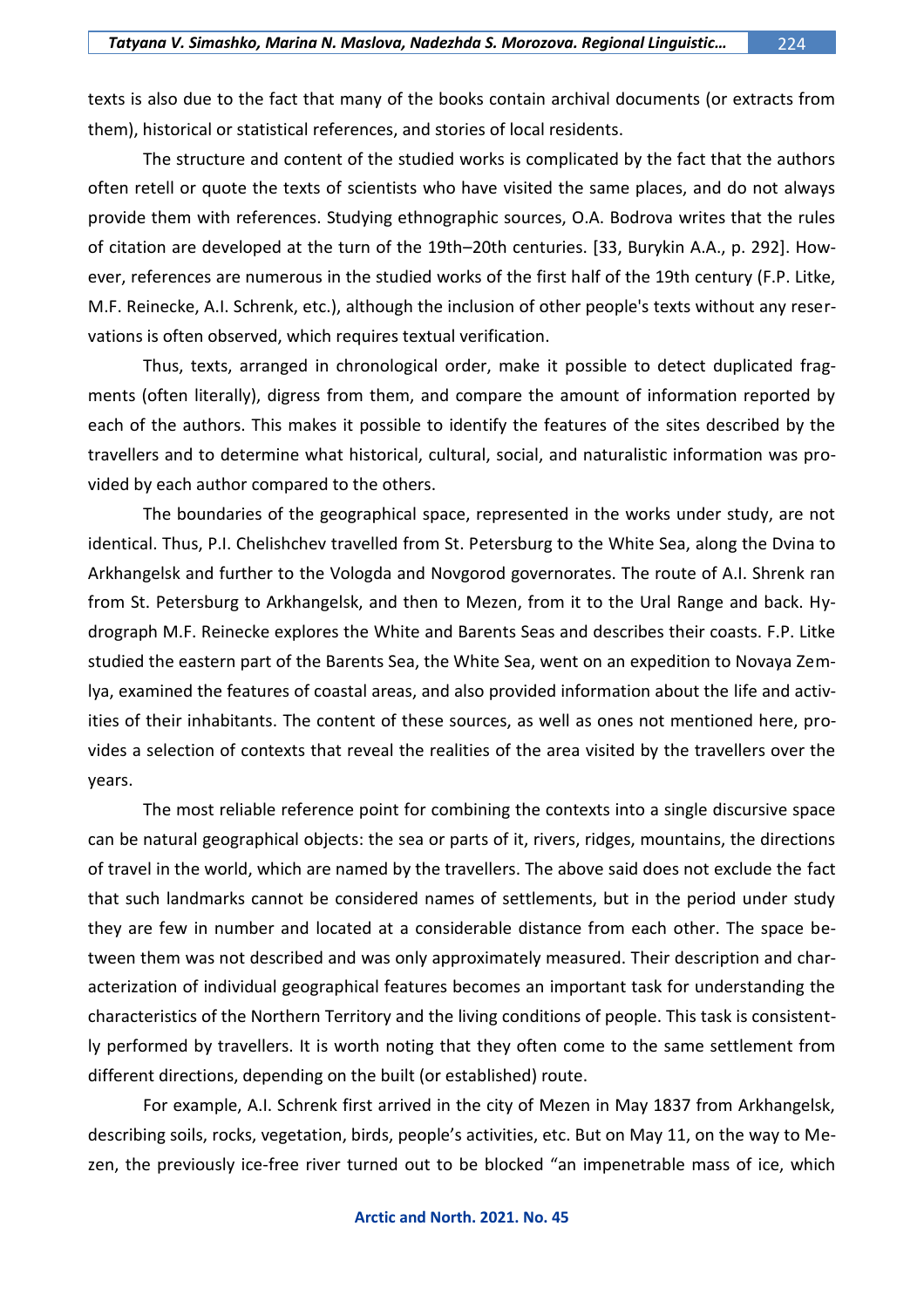texts is also due to the fact that many of the books contain archival documents (or extracts from them), historical or statistical references, and stories of local residents.

The structure and content of the studied works is complicated by the fact that the authors often retell or quote the texts of scientists who have visited the same places, and do not always provide them with references. Studying ethnographic sources, O.A. Bodrova writes that the rules of citation are developed at the turn of the 19th–20th centuries. [33, Burykin A.A., p. 292]. However, references are numerous in the studied works of the first half of the 19th century (F.P. Litke, M.F. Reinecke, A.I. Schrenk, etc.), although the inclusion of other people's texts without any reservations is often observed, which requires textual verification.

Thus, texts, arranged in chronological order, make it possible to detect duplicated fragments (often literally), digress from them, and compare the amount of information reported by each of the authors. This makes it possible to identify the features of the sites described by the travellers and to determine what historical, cultural, social, and naturalistic information was provided by each author compared to the others.

The boundaries of the geographical space, represented in the works under study, are not identical. Thus, P.I. Chelishchev travelled from St. Petersburg to the White Sea, along the Dvina to Arkhangelsk and further to the Vologda and Novgorod governorates. The route of A.I. Shrenk ran from St. Petersburg to Arkhangelsk, and then to Mezen, from it to the Ural Range and back. Hydrograph M.F. Reinecke explores the White and Barents Seas and describes their coasts. F.P. Litke studied the eastern part of the Barents Sea, the White Sea, went on an expedition to Novaya Zemlya, examined the features of coastal areas, and also provided information about the life and activities of their inhabitants. The content of these sources, as well as ones not mentioned here, provides a selection of contexts that reveal the realities of the area visited by the travellers over the years.

The most reliable reference point for combining the contexts into a single discursive space can be natural geographical objects: the sea or parts of it, rivers, ridges, mountains, the directions of travel in the world, which are named by the travellers. The above said does not exclude the fact that such landmarks cannot be considered names of settlements, but in the period under study they are few in number and located at a considerable distance from each other. The space between them was not described and was only approximately measured. Their description and characterization of individual geographical features becomes an important task for understanding the characteristics of the Northern Territory and the living conditions of people. This task is consistently performed by travellers. It is worth noting that they often come to the same settlement from different directions, depending on the built (or established) route.

For example, A.I. Schrenk first arrived in the city of Mezen in May 1837 from Arkhangelsk, describing soils, rocks, vegetation, birds, people's activities, etc. But on May 11, on the way to Mezen, the previously ice-free river turned out to be blocked "an impenetrable mass of ice, which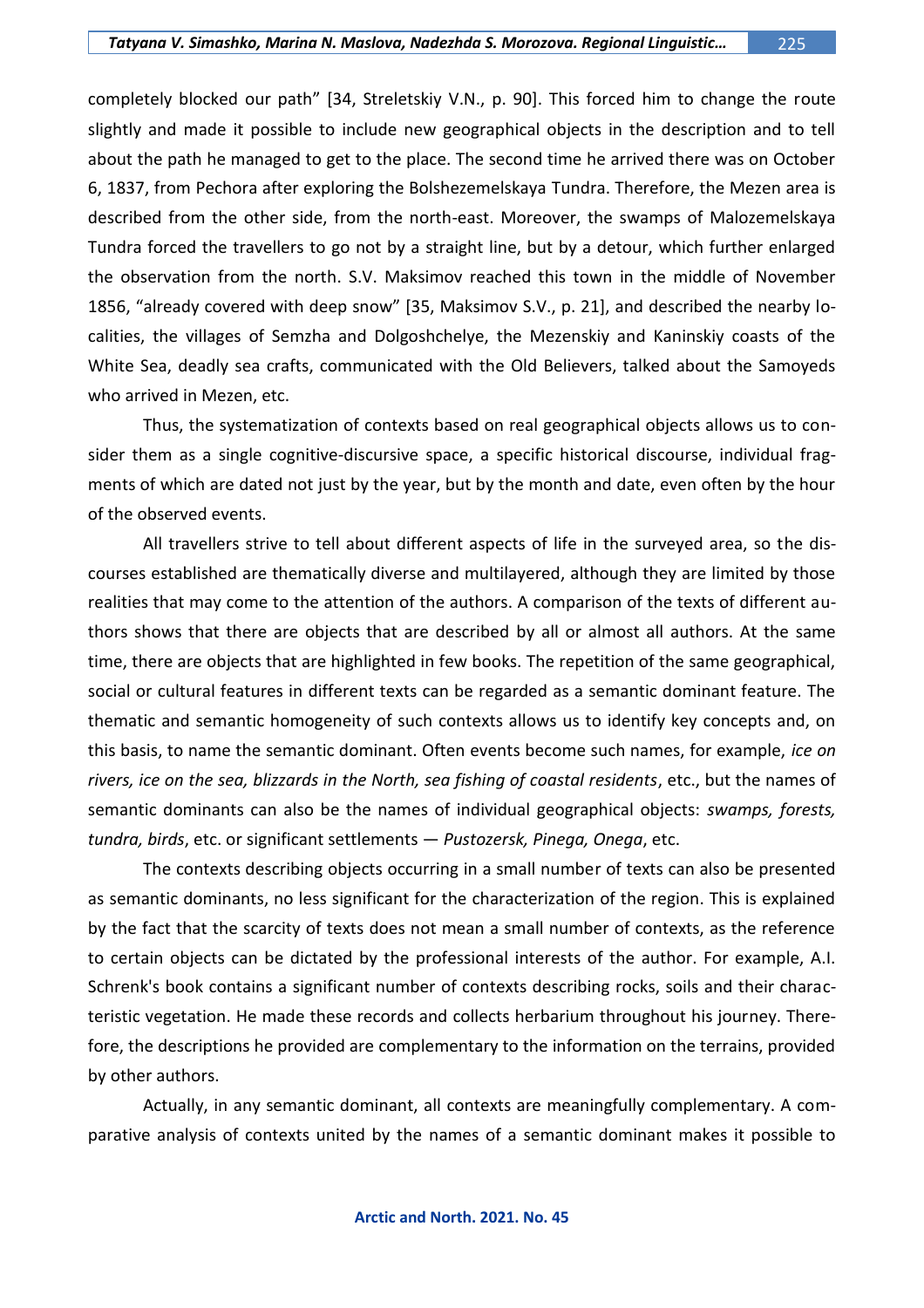completely blocked our path" [34, Streletskiy V.N., p. 90]. This forced him to change the route slightly and made it possible to include new geographical objects in the description and to tell about the path he managed to get to the place. The second time he arrived there was on October 6, 1837, from Pechora after exploring the Bolshezemelskaya Tundra. Therefore, the Mezen area is described from the other side, from the north-east. Moreover, the swamps of Malozemelskaya Tundra forced the travellers to go not by a straight line, but by a detour, which further enlarged the observation from the north. S.V. Maksimov reached this town in the middle of November 1856, "already covered with deep snow" [35, Maksimov S.V., p. 21], and described the nearby localities, the villages of Semzha and Dolgoshchelye, the Mezenskiy and Kaninskiy coasts of the White Sea, deadly sea crafts, communicated with the Old Believers, talked about the Samoyeds who arrived in Mezen, etc.

Thus, the systematization of contexts based on real geographical objects allows us to consider them as a single cognitive-discursive space, a specific historical discourse, individual fragments of which are dated not just by the year, but by the month and date, even often by the hour of the observed events.

All travellers strive to tell about different aspects of life in the surveyed area, so the discourses established are thematically diverse and multilayered, although they are limited by those realities that may come to the attention of the authors. A comparison of the texts of different authors shows that there are objects that are described by all or almost all authors. At the same time, there are objects that are highlighted in few books. The repetition of the same geographical, social or cultural features in different texts can be regarded as a semantic dominant feature. The thematic and semantic homogeneity of such contexts allows us to identify key concepts and, on this basis, to name the semantic dominant. Often events become such names, for example, *ice on rivers, ice on the sea, blizzards in the North, sea fishing of coastal residents*, etc., but the names of semantic dominants can also be the names of individual geographical objects: *swamps, forests, tundra, birds*, etc. or significant settlements — *Pustozersk, Pinega, Onega*, etc.

The contexts describing objects occurring in a small number of texts can also be presented as semantic dominants, no less significant for the characterization of the region. This is explained by the fact that the scarcity of texts does not mean a small number of contexts, as the reference to certain objects can be dictated by the professional interests of the author. For example, A.I. Schrenk's book contains a significant number of contexts describing rocks, soils and their characteristic vegetation. He made these records and collects herbarium throughout his journey. Therefore, the descriptions he provided are complementary to the information on the terrains, provided by other authors.

Actually, in any semantic dominant, all contexts are meaningfully complementary. A comparative analysis of contexts united by the names of a semantic dominant makes it possible to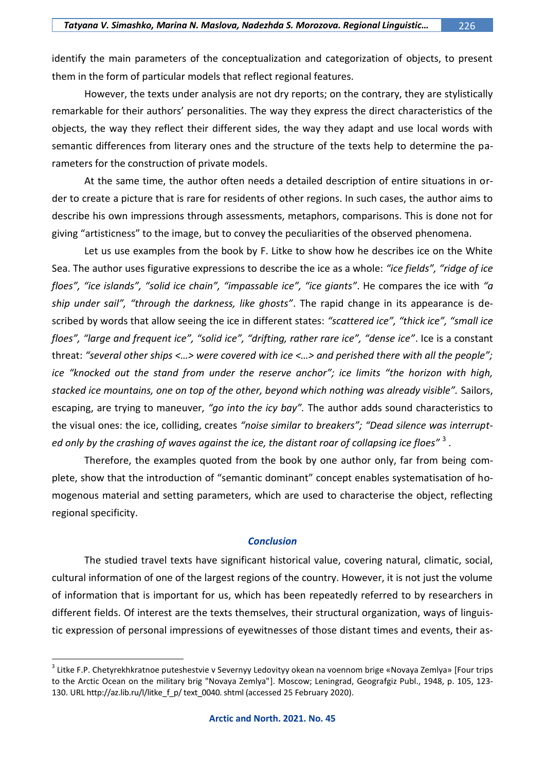identify the main parameters of the conceptualization and categorization of objects, to present them in the form of particular models that reflect regional features.

However, the texts under analysis are not dry reports; on the contrary, they are stylistically remarkable for their authors' personalities. The way they express the direct characteristics of the objects, the way they reflect their different sides, the way they adapt and use local words with semantic differences from literary ones and the structure of the texts help to determine the parameters for the construction of private models.

At the same time, the author often needs a detailed description of entire situations in order to create a picture that is rare for residents of other regions. In such cases, the author aims to describe his own impressions through assessments, metaphors, comparisons. This is done not for giving "artisticness" to the image, but to convey the peculiarities of the observed phenomena.

Let us use examples from the book by F. Litke to show how he describes ice on the White Sea. The author uses figurative expressions to describe the ice as a whole: *"ice fields", "ridge of ice floes", "ice islands", "solid ice chain", "impassable ice", "ice giants"*. He compares the ice with *"a ship under sail", "through the darkness, like ghosts"*. The rapid change in its appearance is described by words that allow seeing the ice in different states: *"scattered ice", "thick ice", "small ice floes", "large and frequent ice", "solid ice", "drifting, rather rare ice", "dense ice"*. Ice is a constant threat: *"several other ships <…> were covered with ice <…> and perished there with all the people"; ice "knocked out the stand from under the reserve anchor"; ice limits "the horizon with high, stacked ice mountains, one on top of the other, beyond which nothing was already visible".* Sailors, escaping, are trying to maneuver, *"go into the icy bay".* The author adds sound characteristics to the visual ones: the ice, colliding, creates *"noise similar to breakers"; "Dead silence was interrupted only by the crashing of waves against the ice, the distant roar of collapsing ice floes"* [3].

Therefore, the examples quoted from the book by one author only, far from being complete, show that the introduction of "semantic dominant" concept enables systematisation of homogenous material and setting parameters, which are used to characterise the object, reflecting regional specificity.

## Conclusion

The studied travel texts have significant historical value, covering natural, climatic, social, cultural information of one of the largest regions of the country. However, it is not just the volume of information that is important for us, which has been repeatedly referred to by researchers in different fields. Of interest are the texts themselves, their structural organization, ways of linguistic expression of personal impressions of eyewitnesses of those distant times and events, their as-

---

[3] Litke F.P. Chetyrekhkratnoe puteshestvie v Severnyy Ledovityy okean na voennom brige «Novaya Zemlya» [Four trips to the Arctic Ocean on the military brig "Novaya Zemlya"]. Moscow; Leningrad, Geografgiz Publ., 1948, p. 105, 123-130. URL http://az.lib.ru/l/litke_f_p/ text_0040. shtml (accessed 25 February 2020).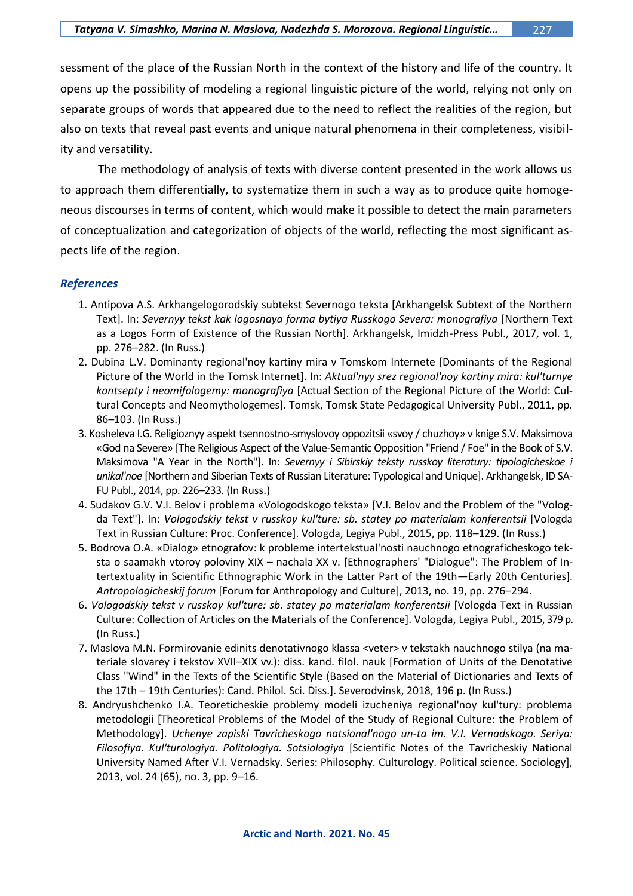sessment of the place of the Russian North in the context of the history and life of the country. It opens up the possibility of modeling a regional linguistic picture of the world, relying not only on separate groups of words that appeared due to the need to reflect the realities of the region, but also on texts that reveal past events and unique natural phenomena in their completeness, visibility and versatility.

The methodology of analysis of texts with diverse content presented in the work allows us to approach them differentially, to systematize them in such a way as to produce quite homogeneous discourses in terms of content, which would make it possible to detect the main parameters of conceptualization and categorization of objects of the world, reflecting the most significant aspects life of the region.

## References

1. Antipova A.S. Arkhangelogorodskiy subtekst Severnogo teksta [Arkhangelsk Subtext of the Northern Text]. In: *Severnyy tekst kak logosnaya forma bytiya Russkogo Severa: monografiya* [Northern Text as a Logos Form of Existence of the Russian North]. Arkhangelsk, Imidzh-Press Publ., 2017, vol. 1, pp. 276–282. (In Russ.)
2. Dubina L.V. Dominanty regional'noy kartiny mira v Tomskom Internete [Dominants of the Regional Picture of the World in the Tomsk Internet]. In: *Aktual'nyy srez regional'noy kartiny mira: kul'turnye kontsepty i neomifologemy: monografiya* [Actual Section of the Regional Picture of the World: Cultural Concepts and Neomythologemes]. Tomsk, Tomsk State Pedagogical University Publ., 2011, pp. 86–103. (In Russ.)
3. Kosheleva I.G. Religioznyy aspekt tsennostno-smyslovoy oppozitsii «svoy / chuzhoy» v knige S.V. Maksimova «God na Severe» [The Religious Aspect of the Value-Semantic Opposition "Friend / Foe" in the Book of S.V. Maksimova "A Year in the North"]. In: *Severnyy i Sibirskiy teksty russkoy literatury: tipologicheskoe i unikal'noe* [Northern and Siberian Texts of Russian Literature: Typological and Unique]. Arkhangelsk, ID SAFU Publ., 2014, pp. 226–233. (In Russ.)
4. Sudakov G.V. V.I. Belov i problema «Vologodskogo teksta» [V.I. Belov and the Problem of the "Vologda Text"]. In: *Vologodskiy tekst v russkoy kul'ture: sb. statey po materialam konferentsii* [Vologda Text in Russian Culture: Proc. Conference]. Vologda, Legiya Publ., 2015, pp. 118–129. (In Russ.)
5. Bodrova O.A. «Dialog» etnografov: k probleme intertekstual'nosti nauchnogo etnograficheskogo teksta o saamakh vtoroy poloviny XIX – nachala XX v. [Ethnographers' "Dialogue": The Problem of Intertextuality in Scientific Ethnographic Work in the Latter Part of the 19th—Early 20th Centuries]. *Antropologicheskij forum* [Forum for Anthropology and Culture], 2013, no. 19, pp. 276–294.
6. *Vologodskiy tekst v russkoy kul'ture: sb. statey po materialam konferentsii* [Vologda Text in Russian Culture: Collection of Articles on the Materials of the Conference]. Vologda, Legiya Publ., 2015, 379 p. (In Russ.)
7. Maslova M.N. Formirovanie edinits denotativnogo klassa <veter> v tekstakh nauchnogo stilya (na materiale slovarey i tekstov XVII–XIX vv.): diss. kand. filol. nauk [Formation of Units of the Denotative Class "Wind" in the Texts of the Scientific Style (Based on the Material of Dictionaries and Texts of the 17th – 19th Centuries): Cand. Philol. Sci. Diss.]. Severodvinsk, 2018, 196 p. (In Russ.)
8. Andryushchenko I.A. Teoreticheskie problemy modeli izucheniya regional'noy kul'tury: problema metodologii [Theoretical Problems of the Model of the Study of Regional Culture: the Problem of Methodology]. *Uchenye zapiski Tavricheskogo natsional'nogo un-ta im. V.I. Vernadskogo. Seriya: Filosofiya. Kul'turologiya. Politologiya. Sotsiologiya* [Scientific Notes of the Tavricheskiy National University Named After V.I. Vernadsky. Series: Philosophy. Culturology. Political science. Sociology], 2013, vol. 24 (65), no. 3, pp. 9–16.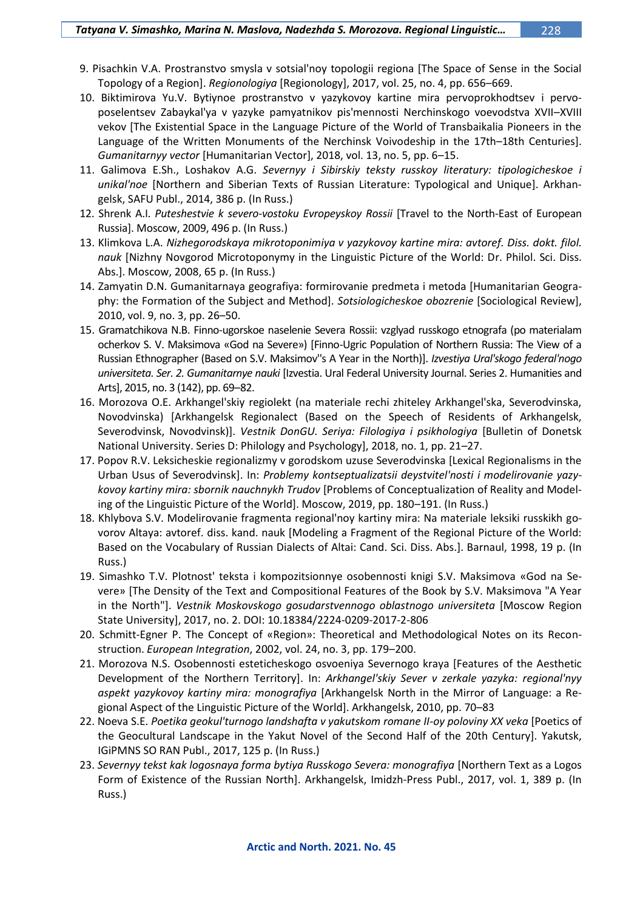9. Pisachkin V.A. Prostranstvo smysla v sotsial'noy topologii regiona [The Space of Sense in the Social Topology of a Region]. *Regionologiya* [Regionology], 2017, vol. 25, no. 4, pp. 656–669.
10. Biktimirova Yu.V. Bytiynoe prostranstvo v yazykovoy kartine mira pervoprokhodtsev i pervoposelentsev Zabaykal'ya v yazyke pamyatnikov pis'mennosti Nerchinskogo voevodstva XVII–XVIII vekov [The Existential Space in the Language Picture of the World of Transbaikalia Pioneers in the Language of the Written Monuments of the Nerchinsk Voivodeship in the 17th–18th Centuries]. *Gumanitarnyy vector* [Humanitarian Vector], 2018, vol. 13, no. 5, pp. 6–15.
11. Galimova E.Sh., Loshakov A.G. *Severnyy i Sibirskiy teksty russkoy literatury: tipologicheskoe i unikal'noe* [Northern and Siberian Texts of Russian Literature: Typological and Unique]. Arkhangelsk, SAFU Publ., 2014, 386 p. (In Russ.)
12. Shrenk A.I. *Puteshestvie k severo-vostoku Evropeyskoy Rossii* [Travel to the North-East of European Russia]. Moscow, 2009, 496 p. (In Russ.)
13. Klimkova L.A. *Nizhegorodskaya mikrotoponimiya v yazykovoy kartine mira: avtoref. Diss. dokt. filol. nauk* [Nizhny Novgorod Microtoponymy in the Linguistic Picture of the World: Dr. Philol. Sci. Diss. Abs.]. Moscow, 2008, 65 p. (In Russ.)
14. Zamyatin D.N. Gumanitarnaya geografiya: formirovanie predmeta i metoda [Humanitarian Geography: the Formation of the Subject and Method]. *Sotsiologicheskoe obozrenie* [Sociological Review], 2010, vol. 9, no. 3, pp. 26–50.
15. Gramatchikova N.B. Finno-ugorskoe naselenie Severa Rossii: vzglyad russkogo etnografa (po materialam ocherkov S. V. Maksimova «God na Severe») [Finno-Ugric Population of Northern Russia: The View of a Russian Ethnographer (Based on S.V. Maksimov''s A Year in the North)]. *Izvestiya Ural'skogo federal'nogo universiteta. Ser. 2. Gumanitarnye nauki* [Izvestia. Ural Federal University Journal. Series 2. Humanities and Arts], 2015, no. 3 (142), pp. 69–82.
16. Morozova O.E. Arkhangel'skiy regiolekt (na materiale rechi zhiteley Arkhangel'ska, Severodvinska, Novodvinska) [Arkhangelsk Regionalect (Based on the Speech of Residents of Arkhangelsk, Severodvinsk, Novodvinsk)]. *Vestnik DonGU. Seriya: Filologiya i psikhologiya* [Bulletin of Donetsk National University. Series D: Philology and Psychology], 2018, no. 1, pp. 21–27.
17. Popov R.V. Leksicheskie regionalizmy v gorodskom uzuse Severodvinska [Lexical Regionalisms in the Urban Usus of Severodvinsk]. In: *Problemy kontseptualizatsii deystvitel'nosti i modelirovanie yazykovoy kartiny mira: sbornik nauchnykh Trudov* [Problems of Conceptualization of Reality and Modeling of the Linguistic Picture of the World]. Moscow, 2019, pp. 180–191. (In Russ.)
18. Khlybova S.V. Modelirovanie fragmenta regional'noy kartiny mira: Na materiale leksiki russkikh govorov Altaya: avtoref. diss. kand. nauk [Modeling a Fragment of the Regional Picture of the World: Based on the Vocabulary of Russian Dialects of Altai: Cand. Sci. Diss. Abs.]. Barnaul, 1998, 19 p. (In Russ.)
19. Simashko T.V. Plotnost' teksta i kompozitsionnye osobennosti knigi S.V. Maksimova «God na Severe» [The Density of the Text and Compositional Features of the Book by S.V. Maksimova "A Year in the North"]. *Vestnik Moskovskogo gosudarstvennogo oblastnogo universiteta* [Moscow Region State University], 2017, no. 2. DOI: 10.18384/2224-0209-2017-2-806
20. Schmitt-Egner P. The Concept of «Region»: Theoretical and Methodological Notes on its Reconstruction. *European Integration*, 2002, vol. 24, no. 3, pp. 179–200.
21. Morozova N.S. Osobennosti esteticheskogo osvoeniya Severnogo kraya [Features of the Aesthetic Development of the Northern Territory]. In: *Arkhangel'skiy Sever v zerkale yazyka: regional'nyy aspekt yazykovoy kartiny mira: monografiya* [Arkhangelsk North in the Mirror of Language: a Regional Aspect of the Linguistic Picture of the World]. Arkhangelsk, 2010, pp. 70–83
22. Noeva S.E. *Poetika geokul'turnogo landshafta v yakutskom romane II-oy poloviny XX veka* [Poetics of the Geocultural Landscape in the Yakut Novel of the Second Half of the 20th Century]. Yakutsk, IGiPMNS SO RAN Publ., 2017, 125 p. (In Russ.)
23. *Severnyy tekst kak logosnaya forma bytiya Russkogo Severa: monografiya* [Northern Text as a Logos Form of Existence of the Russian North]. Arkhangelsk, Imidzh-Press Publ., 2017, vol. 1, 389 p. (In Russ.)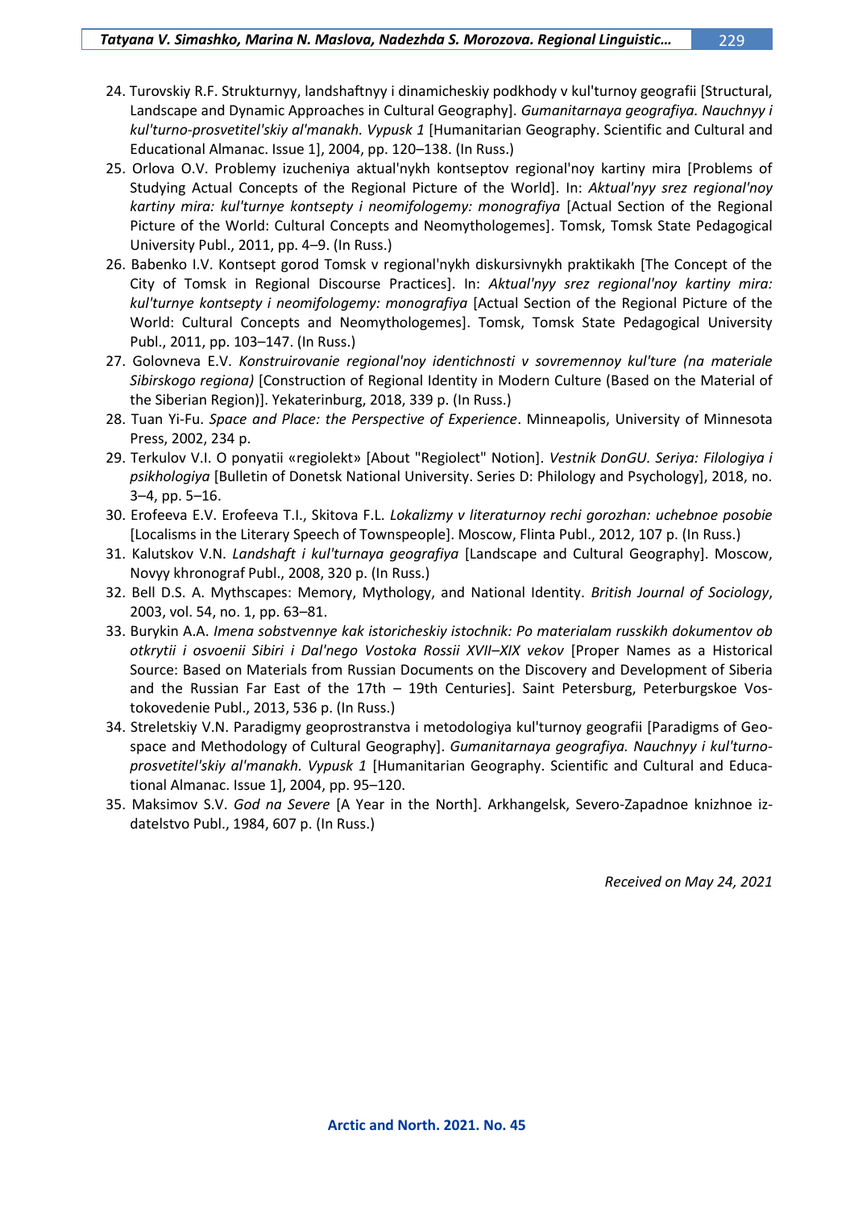24. Turovskiy R.F. Strukturnyy, landshaftnyy i dinamicheskiy podkhody v kul'turnoy geografii [Structural, Landscape and Dynamic Approaches in Cultural Geography]. *Gumanitarnaya geografiya. Nauchnyy i kul'turno-prosvetitel'skiy al'manakh. Vypusk 1* [Humanitarian Geography. Scientific and Cultural and Educational Almanac. Issue 1], 2004, pp. 120–138. (In Russ.)
25. Orlova O.V. Problemy izucheniya aktual'nykh kontseptov regional'noy kartiny mira [Problems of Studying Actual Concepts of the Regional Picture of the World]. In: *Aktual'nyy srez regional'noy kartiny mira: kul'turnye kontsepty i neomifologemy: monografiya* [Actual Section of the Regional Picture of the World: Cultural Concepts and Neomythologemes]. Tomsk, Tomsk State Pedagogical University Publ., 2011, pp. 4–9. (In Russ.)
26. Babenko I.V. Kontsept gorod Tomsk v regional'nykh diskursivnykh praktikakh [The Concept of the City of Tomsk in Regional Discourse Practices]. In: *Aktual'nyy srez regional'noy kartiny mira: kul'turnye kontsepty i neomifologemy: monografiya* [Actual Section of the Regional Picture of the World: Cultural Concepts and Neomythologemes]. Tomsk, Tomsk State Pedagogical University Publ., 2011, pp. 103–147. (In Russ.)
27. Golovneva E.V. *Konstruirovanie regional'noy identichnosti v sovremennoy kul'ture (na materiale Sibirskogo regiona)* [Construction of Regional Identity in Modern Culture (Based on the Material of the Siberian Region)]. Yekaterinburg, 2018, 339 p. (In Russ.)
28. Tuan Yi-Fu. *Space and Place: the Perspective of Experience*. Minneapolis, University of Minnesota Press, 2002, 234 p.
29. Terkulov V.I. O ponyatii «regiolekt» [About "Regiolect" Notion]. *Vestnik DonGU. Seriya: Filologiya i psikhologiya* [Bulletin of Donetsk National University. Series D: Philology and Psychology], 2018, no. 3–4, pp. 5–16.
30. Erofeeva E.V. Erofeeva T.I., Skitova F.L. *Lokalizmy v literaturnoy rechi gorozhan: uchebnoe posobie* [Localisms in the Literary Speech of Townspeople]. Moscow, Flinta Publ., 2012, 107 p. (In Russ.)
31. Kalutskov V.N. *Landshaft i kul'turnaya geografiya* [Landscape and Cultural Geography]. Moscow, Novyy khronograf Publ., 2008, 320 p. (In Russ.)
32. Bell D.S. A. Mythscapes: Memory, Mythology, and National Identity. *British Journal of Sociology*, 2003, vol. 54, no. 1, pp. 63–81.
33. Burykin A.A. *Imena sobstvennye kak istoricheskiy istochnik: Po materialam russkikh dokumentov ob otkrytii i osvoenii Sibiri i Dal'nego Vostoka Rossii XVII–XIX vekov* [Proper Names as a Historical Source: Based on Materials from Russian Documents on the Discovery and Development of Siberia and the Russian Far East of the 17th – 19th Centuries]. Saint Petersburg, Peterburgskoe Vostokovedenie Publ., 2013, 536 p. (In Russ.)
34. Streletskiy V.N. Paradigmy geoprostranstva i metodologiya kul'turnoy geografii [Paradigms of Geospace and Methodology of Cultural Geography]. *Gumanitarnaya geografiya. Nauchnyy i kul'turno-prosvetitel'skiy al'manakh. Vypusk 1* [Humanitarian Geography. Scientific and Cultural and Educational Almanac. Issue 1], 2004, pp. 95–120.
35. Maksimov S.V. *God na Severe* [A Year in the North]. Arkhangelsk, Severo-Zapadnoe knizhnoe izdatelstvo Publ., 1984, 607 p. (In Russ.)

*Received on May 24, 2021*